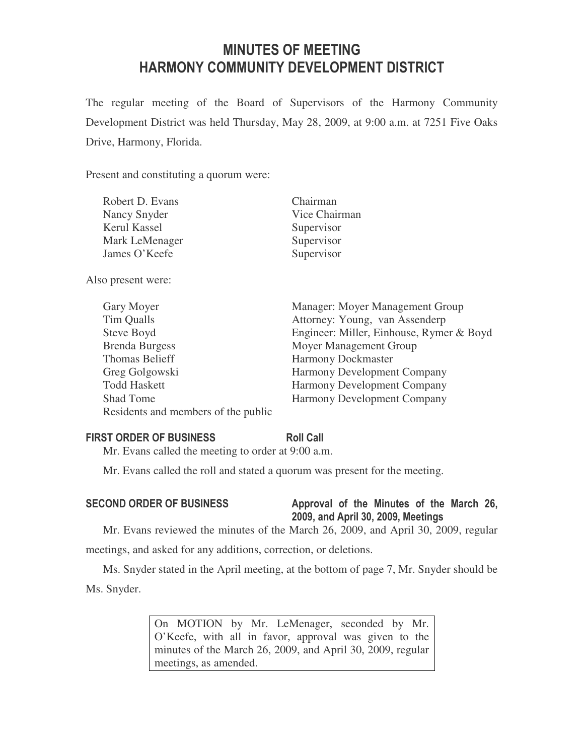# MINUTES OF MEETING
# HARMONY COMMUNITY DEVELOPMENT DISTRICT

The regular meeting of the Board of Supervisors of the Harmony Community Development District was held Thursday, May 28, 2009, at 9:00 a.m. at 7251 Five Oaks Drive, Harmony, Florida.

Present and constituting a quorum were:

| | |
|---|---|
| Robert D. Evans | Chairman |
| Nancy Snyder | Vice Chairman |
| Kerul Kassel | Supervisor |
| Mark LeMenager | Supervisor |
| James O'Keefe | Supervisor |

Also present were:

| | |
|---|---|
| Gary Moyer | Manager: Moyer Management Group |
| Tim Qualls | Attorney: Young, van Assenderp |
| Steve Boyd | Engineer: Miller, Einhouse, Rymer & Boyd |
| Brenda Burgess | Moyer Management Group |
| Thomas Belieff | Harmony Dockmaster |
| Greg Golgowski | Harmony Development Company |
| Todd Haskett | Harmony Development Company |
| Shad Tome | Harmony Development Company |
| Residents and members of the public | |

**FIRST ORDER OF BUSINESS** **Roll Call**

Mr. Evans called the meeting to order at 9:00 a.m.

Mr. Evans called the roll and stated a quorum was present for the meeting.

**SECOND ORDER OF BUSINESS** **Approval of the Minutes of the March 26, 2009, and April 30, 2009, Meetings**

Mr. Evans reviewed the minutes of the March 26, 2009, and April 30, 2009, regular meetings, and asked for any additions, correction, or deletions.

Ms. Snyder stated in the April meeting, at the bottom of page 7, Mr. Snyder should be Ms. Snyder.

> On MOTION by Mr. LeMenager, seconded by Mr. O'Keefe, with all in favor, approval was given to the minutes of the March 26, 2009, and April 30, 2009, regular meetings, as amended.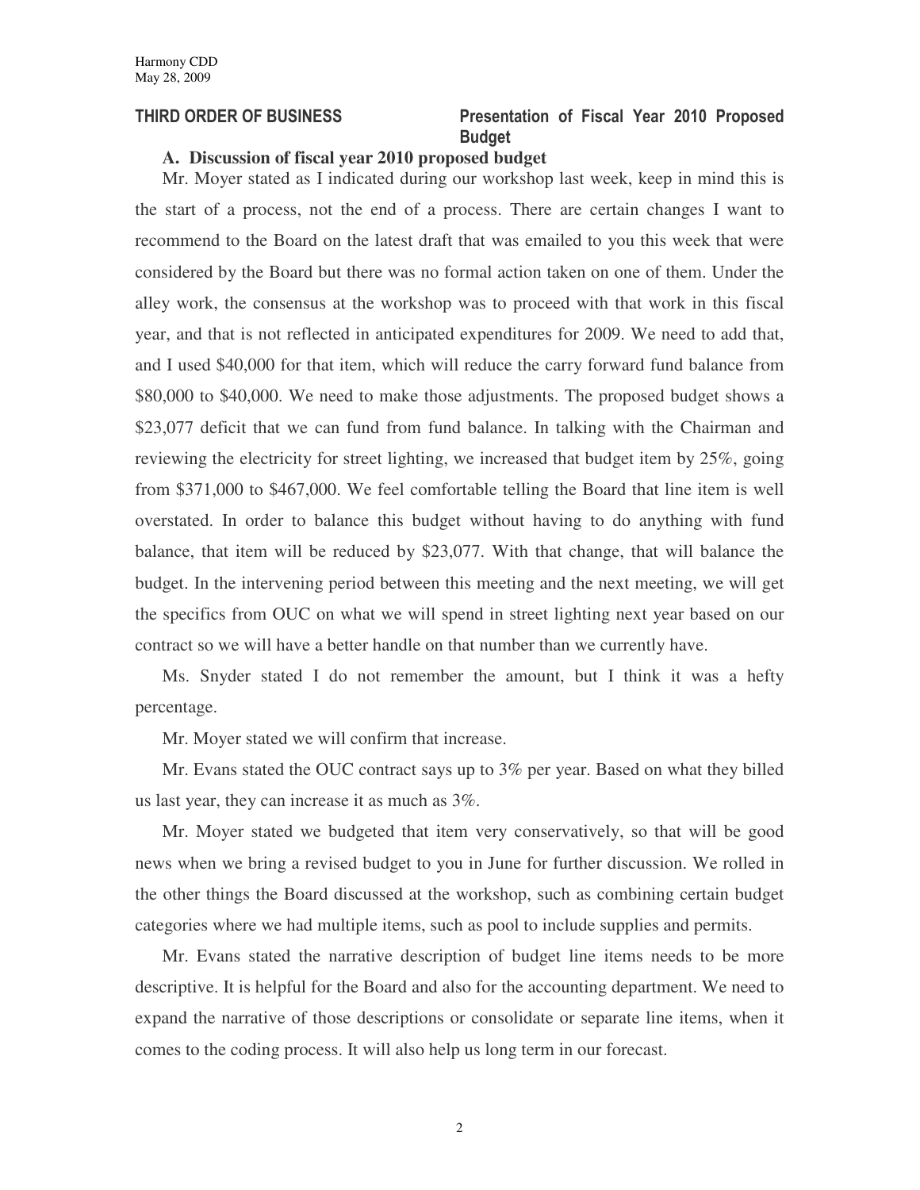## THIRD ORDER OF BUSINESS — Presentation of Fiscal Year 2010 Proposed Budget

**A. Discussion of fiscal year 2010 proposed budget**

Mr. Moyer stated as I indicated during our workshop last week, keep in mind this is the start of a process, not the end of a process. There are certain changes I want to recommend to the Board on the latest draft that was emailed to you this week that were considered by the Board but there was no formal action taken on one of them. Under the alley work, the consensus at the workshop was to proceed with that work in this fiscal year, and that is not reflected in anticipated expenditures for 2009. We need to add that, and I used $40,000 for that item, which will reduce the carry forward fund balance from $80,000 to $40,000. We need to make those adjustments. The proposed budget shows a $23,077 deficit that we can fund from fund balance. In talking with the Chairman and reviewing the electricity for street lighting, we increased that budget item by 25%, going from $371,000 to $467,000. We feel comfortable telling the Board that line item is well overstated. In order to balance this budget without having to do anything with fund balance, that item will be reduced by $23,077. With that change, that will balance the budget. In the intervening period between this meeting and the next meeting, we will get the specifics from OUC on what we will spend in street lighting next year based on our contract so we will have a better handle on that number than we currently have.

Ms. Snyder stated I do not remember the amount, but I think it was a hefty percentage.

Mr. Moyer stated we will confirm that increase.

Mr. Evans stated the OUC contract says up to 3% per year. Based on what they billed us last year, they can increase it as much as 3%.

Mr. Moyer stated we budgeted that item very conservatively, so that will be good news when we bring a revised budget to you in June for further discussion. We rolled in the other things the Board discussed at the workshop, such as combining certain budget categories where we had multiple items, such as pool to include supplies and permits.

Mr. Evans stated the narrative description of budget line items needs to be more descriptive. It is helpful for the Board and also for the accounting department. We need to expand the narrative of those descriptions or consolidate or separate line items, when it comes to the coding process. It will also help us long term in our forecast.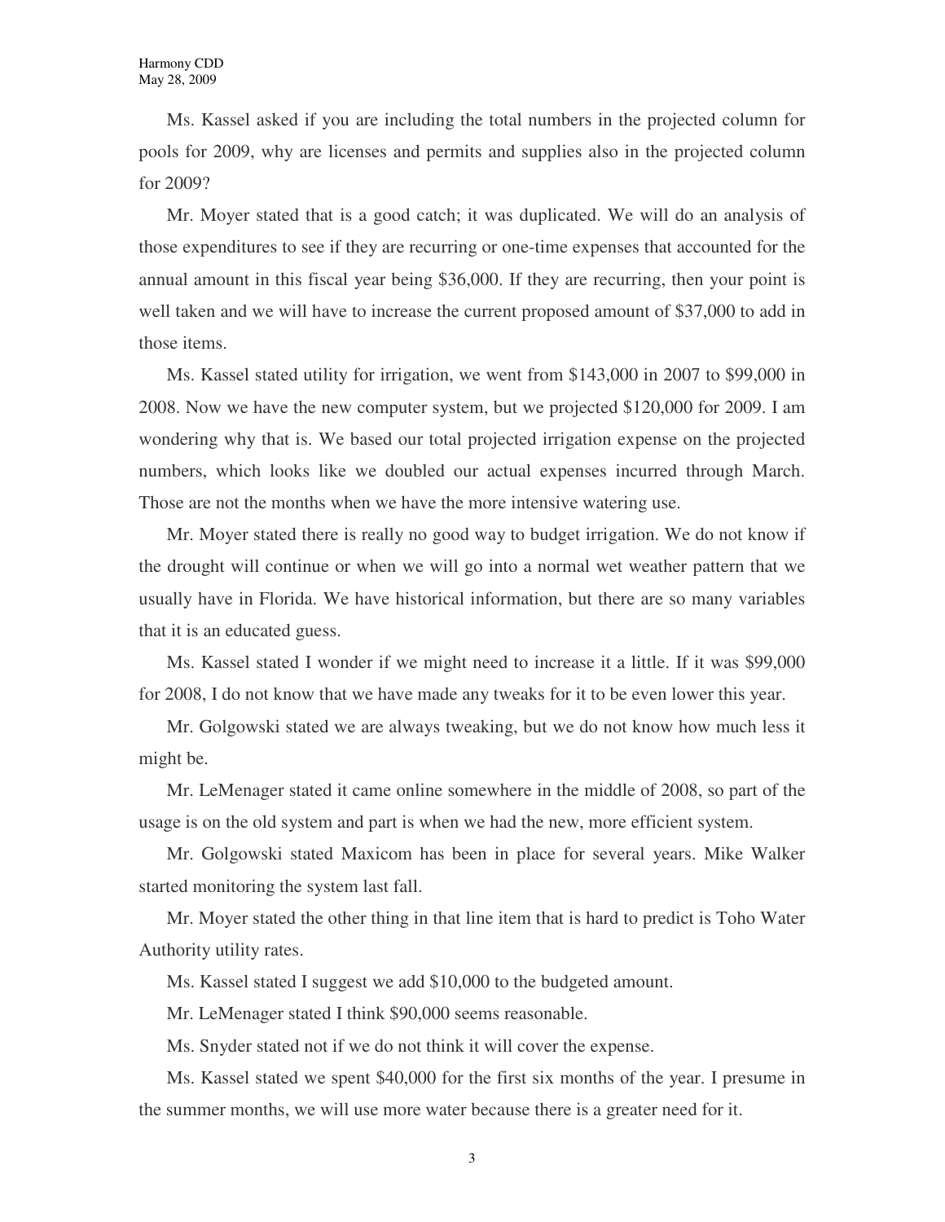Ms. Kassel asked if you are including the total numbers in the projected column for pools for 2009, why are licenses and permits and supplies also in the projected column for 2009?

Mr. Moyer stated that is a good catch; it was duplicated. We will do an analysis of those expenditures to see if they are recurring or one-time expenses that accounted for the annual amount in this fiscal year being $36,000. If they are recurring, then your point is well taken and we will have to increase the current proposed amount of $37,000 to add in those items.

Ms. Kassel stated utility for irrigation, we went from $143,000 in 2007 to $99,000 in 2008. Now we have the new computer system, but we projected $120,000 for 2009. I am wondering why that is. We based our total projected irrigation expense on the projected numbers, which looks like we doubled our actual expenses incurred through March. Those are not the months when we have the more intensive watering use.

Mr. Moyer stated there is really no good way to budget irrigation. We do not know if the drought will continue or when we will go into a normal wet weather pattern that we usually have in Florida. We have historical information, but there are so many variables that it is an educated guess.

Ms. Kassel stated I wonder if we might need to increase it a little. If it was $99,000 for 2008, I do not know that we have made any tweaks for it to be even lower this year.

Mr. Golgowski stated we are always tweaking, but we do not know how much less it might be.

Mr. LeMenager stated it came online somewhere in the middle of 2008, so part of the usage is on the old system and part is when we had the new, more efficient system.

Mr. Golgowski stated Maxicom has been in place for several years. Mike Walker started monitoring the system last fall.

Mr. Moyer stated the other thing in that line item that is hard to predict is Toho Water Authority utility rates.

Ms. Kassel stated I suggest we add $10,000 to the budgeted amount.

Mr. LeMenager stated I think $90,000 seems reasonable.

Ms. Snyder stated not if we do not think it will cover the expense.

Ms. Kassel stated we spent $40,000 for the first six months of the year. I presume in the summer months, we will use more water because there is a greater need for it.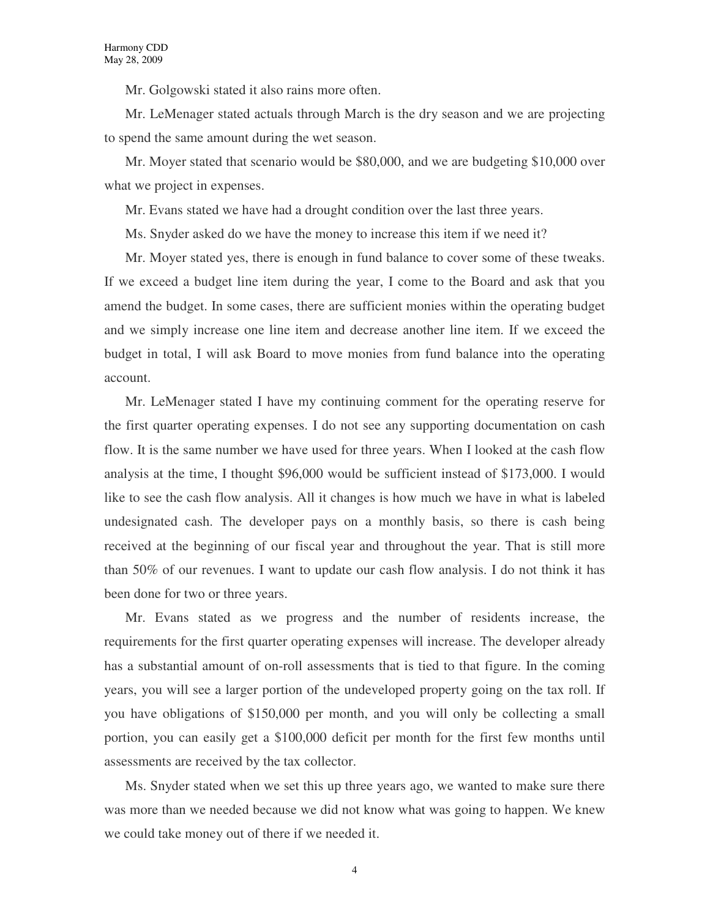Mr. Golgowski stated it also rains more often.

Mr. LeMenager stated actuals through March is the dry season and we are projecting to spend the same amount during the wet season.

Mr. Moyer stated that scenario would be $80,000, and we are budgeting $10,000 over what we project in expenses.

Mr. Evans stated we have had a drought condition over the last three years.

Ms. Snyder asked do we have the money to increase this item if we need it?

Mr. Moyer stated yes, there is enough in fund balance to cover some of these tweaks. If we exceed a budget line item during the year, I come to the Board and ask that you amend the budget. In some cases, there are sufficient monies within the operating budget and we simply increase one line item and decrease another line item. If we exceed the budget in total, I will ask Board to move monies from fund balance into the operating account.

Mr. LeMenager stated I have my continuing comment for the operating reserve for the first quarter operating expenses. I do not see any supporting documentation on cash flow. It is the same number we have used for three years. When I looked at the cash flow analysis at the time, I thought $96,000 would be sufficient instead of $173,000. I would like to see the cash flow analysis. All it changes is how much we have in what is labeled undesignated cash. The developer pays on a monthly basis, so there is cash being received at the beginning of our fiscal year and throughout the year. That is still more than 50% of our revenues. I want to update our cash flow analysis. I do not think it has been done for two or three years.

Mr. Evans stated as we progress and the number of residents increase, the requirements for the first quarter operating expenses will increase. The developer already has a substantial amount of on-roll assessments that is tied to that figure. In the coming years, you will see a larger portion of the undeveloped property going on the tax roll. If you have obligations of $150,000 per month, and you will only be collecting a small portion, you can easily get a $100,000 deficit per month for the first few months until assessments are received by the tax collector.

Ms. Snyder stated when we set this up three years ago, we wanted to make sure there was more than we needed because we did not know what was going to happen. We knew we could take money out of there if we needed it.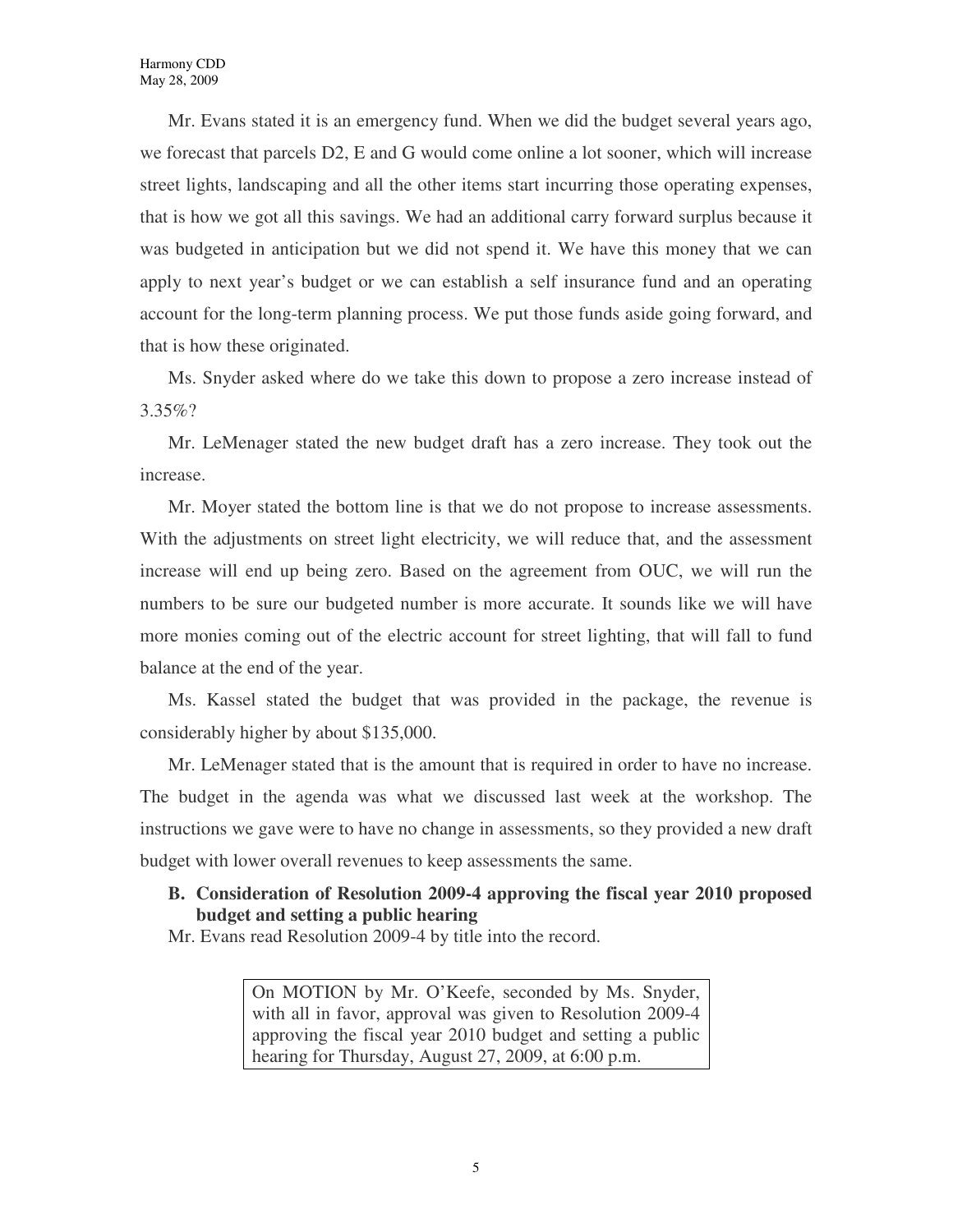Mr. Evans stated it is an emergency fund. When we did the budget several years ago, we forecast that parcels D2, E and G would come online a lot sooner, which will increase street lights, landscaping and all the other items start incurring those operating expenses, that is how we got all this savings. We had an additional carry forward surplus because it was budgeted in anticipation but we did not spend it. We have this money that we can apply to next year's budget or we can establish a self insurance fund and an operating account for the long-term planning process. We put those funds aside going forward, and that is how these originated.

Ms. Snyder asked where do we take this down to propose a zero increase instead of 3.35%?

Mr. LeMenager stated the new budget draft has a zero increase. They took out the increase.

Mr. Moyer stated the bottom line is that we do not propose to increase assessments. With the adjustments on street light electricity, we will reduce that, and the assessment increase will end up being zero. Based on the agreement from OUC, we will run the numbers to be sure our budgeted number is more accurate. It sounds like we will have more monies coming out of the electric account for street lighting, that will fall to fund balance at the end of the year.

Ms. Kassel stated the budget that was provided in the package, the revenue is considerably higher by about $135,000.

Mr. LeMenager stated that is the amount that is required in order to have no increase. The budget in the agenda was what we discussed last week at the workshop. The instructions we gave were to have no change in assessments, so they provided a new draft budget with lower overall revenues to keep assessments the same.

**B. Consideration of Resolution 2009-4 approving the fiscal year 2010 proposed budget and setting a public hearing**

Mr. Evans read Resolution 2009-4 by title into the record.

> On MOTION by Mr. O'Keefe, seconded by Ms. Snyder, with all in favor, approval was given to Resolution 2009-4 approving the fiscal year 2010 budget and setting a public hearing for Thursday, August 27, 2009, at 6:00 p.m.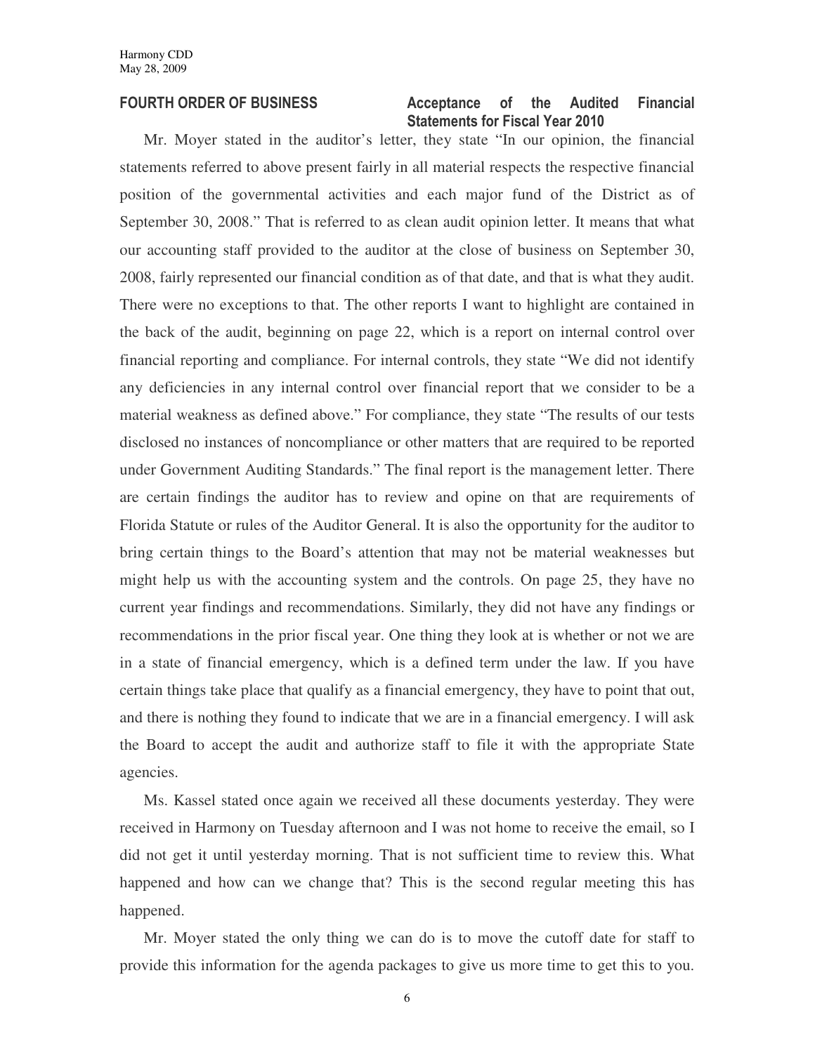**FOURTH ORDER OF BUSINESS** **Acceptance of the Audited Financial Statements for Fiscal Year 2010**

Mr. Moyer stated in the auditor's letter, they state "In our opinion, the financial statements referred to above present fairly in all material respects the respective financial position of the governmental activities and each major fund of the District as of September 30, 2008." That is referred to as clean audit opinion letter. It means that what our accounting staff provided to the auditor at the close of business on September 30, 2008, fairly represented our financial condition as of that date, and that is what they audit. There were no exceptions to that. The other reports I want to highlight are contained in the back of the audit, beginning on page 22, which is a report on internal control over financial reporting and compliance. For internal controls, they state "We did not identify any deficiencies in any internal control over financial report that we consider to be a material weakness as defined above." For compliance, they state "The results of our tests disclosed no instances of noncompliance or other matters that are required to be reported under Government Auditing Standards." The final report is the management letter. There are certain findings the auditor has to review and opine on that are requirements of Florida Statute or rules of the Auditor General. It is also the opportunity for the auditor to bring certain things to the Board's attention that may not be material weaknesses but might help us with the accounting system and the controls. On page 25, they have no current year findings and recommendations. Similarly, they did not have any findings or recommendations in the prior fiscal year. One thing they look at is whether or not we are in a state of financial emergency, which is a defined term under the law. If you have certain things take place that qualify as a financial emergency, they have to point that out, and there is nothing they found to indicate that we are in a financial emergency. I will ask the Board to accept the audit and authorize staff to file it with the appropriate State agencies.

Ms. Kassel stated once again we received all these documents yesterday. They were received in Harmony on Tuesday afternoon and I was not home to receive the email, so I did not get it until yesterday morning. That is not sufficient time to review this. What happened and how can we change that? This is the second regular meeting this has happened.

Mr. Moyer stated the only thing we can do is to move the cutoff date for staff to provide this information for the agenda packages to give us more time to get this to you.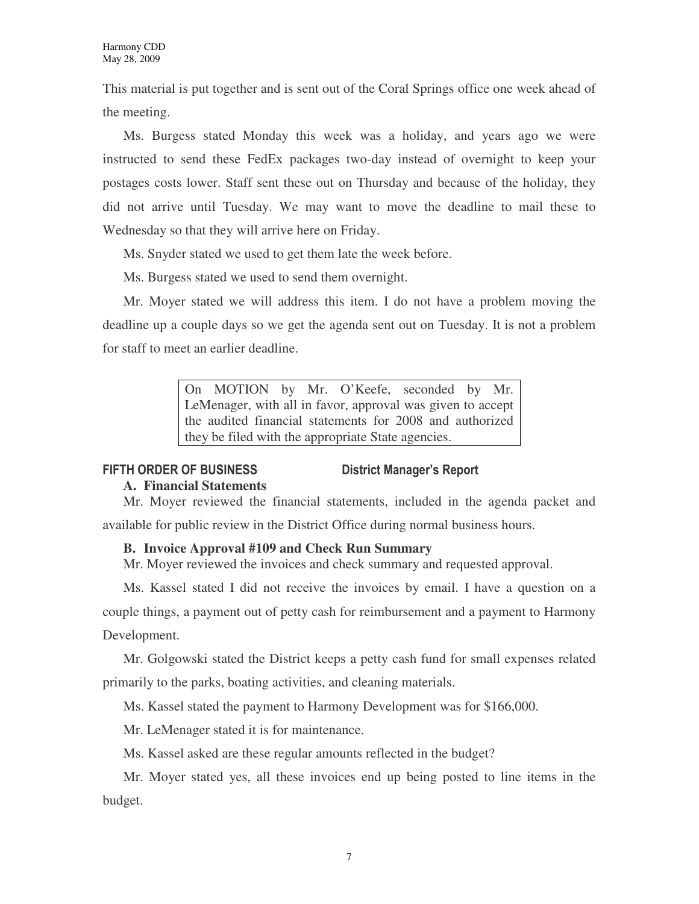This material is put together and is sent out of the Coral Springs office one week ahead of the meeting.

Ms. Burgess stated Monday this week was a holiday, and years ago we were instructed to send these FedEx packages two-day instead of overnight to keep your postages costs lower. Staff sent these out on Thursday and because of the holiday, they did not arrive until Tuesday. We may want to move the deadline to mail these to Wednesday so that they will arrive here on Friday.

Ms. Snyder stated we used to get them late the week before.

Ms. Burgess stated we used to send them overnight.

Mr. Moyer stated we will address this item. I do not have a problem moving the deadline up a couple days so we get the agenda sent out on Tuesday. It is not a problem for staff to meet an earlier deadline.

> On MOTION by Mr. O'Keefe, seconded by Mr. LeMenager, with all in favor, approval was given to accept the audited financial statements for 2008 and authorized they be filed with the appropriate State agencies.

## FIFTH ORDER OF BUSINESS — District Manager's Report

### A. Financial Statements

Mr. Moyer reviewed the financial statements, included in the agenda packet and available for public review in the District Office during normal business hours.

### B. Invoice Approval #109 and Check Run Summary

Mr. Moyer reviewed the invoices and check summary and requested approval.

Ms. Kassel stated I did not receive the invoices by email. I have a question on a couple things, a payment out of petty cash for reimbursement and a payment to Harmony Development.

Mr. Golgowski stated the District keeps a petty cash fund for small expenses related primarily to the parks, boating activities, and cleaning materials.

Ms. Kassel stated the payment to Harmony Development was for $166,000.

Mr. LeMenager stated it is for maintenance.

Ms. Kassel asked are these regular amounts reflected in the budget?

Mr. Moyer stated yes, all these invoices end up being posted to line items in the budget.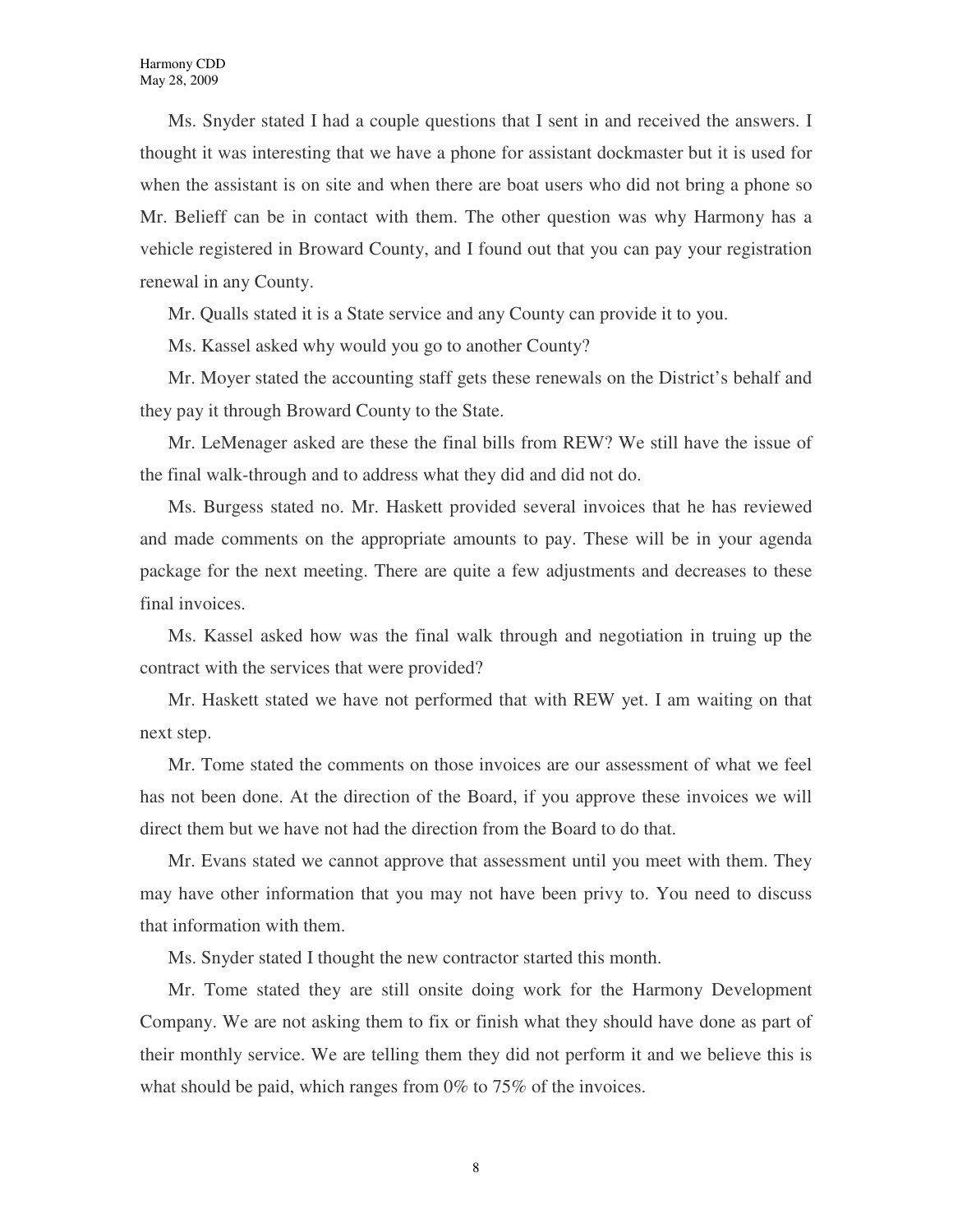Ms. Snyder stated I had a couple questions that I sent in and received the answers. I thought it was interesting that we have a phone for assistant dockmaster but it is used for when the assistant is on site and when there are boat users who did not bring a phone so Mr. Belieff can be in contact with them. The other question was why Harmony has a vehicle registered in Broward County, and I found out that you can pay your registration renewal in any County.

Mr. Qualls stated it is a State service and any County can provide it to you.

Ms. Kassel asked why would you go to another County?

Mr. Moyer stated the accounting staff gets these renewals on the District's behalf and they pay it through Broward County to the State.

Mr. LeMenager asked are these the final bills from REW? We still have the issue of the final walk-through and to address what they did and did not do.

Ms. Burgess stated no. Mr. Haskett provided several invoices that he has reviewed and made comments on the appropriate amounts to pay. These will be in your agenda package for the next meeting. There are quite a few adjustments and decreases to these final invoices.

Ms. Kassel asked how was the final walk through and negotiation in truing up the contract with the services that were provided?

Mr. Haskett stated we have not performed that with REW yet. I am waiting on that next step.

Mr. Tome stated the comments on those invoices are our assessment of what we feel has not been done. At the direction of the Board, if you approve these invoices we will direct them but we have not had the direction from the Board to do that.

Mr. Evans stated we cannot approve that assessment until you meet with them. They may have other information that you may not have been privy to. You need to discuss that information with them.

Ms. Snyder stated I thought the new contractor started this month.

Mr. Tome stated they are still onsite doing work for the Harmony Development Company. We are not asking them to fix or finish what they should have done as part of their monthly service. We are telling them they did not perform it and we believe this is what should be paid, which ranges from 0% to 75% of the invoices.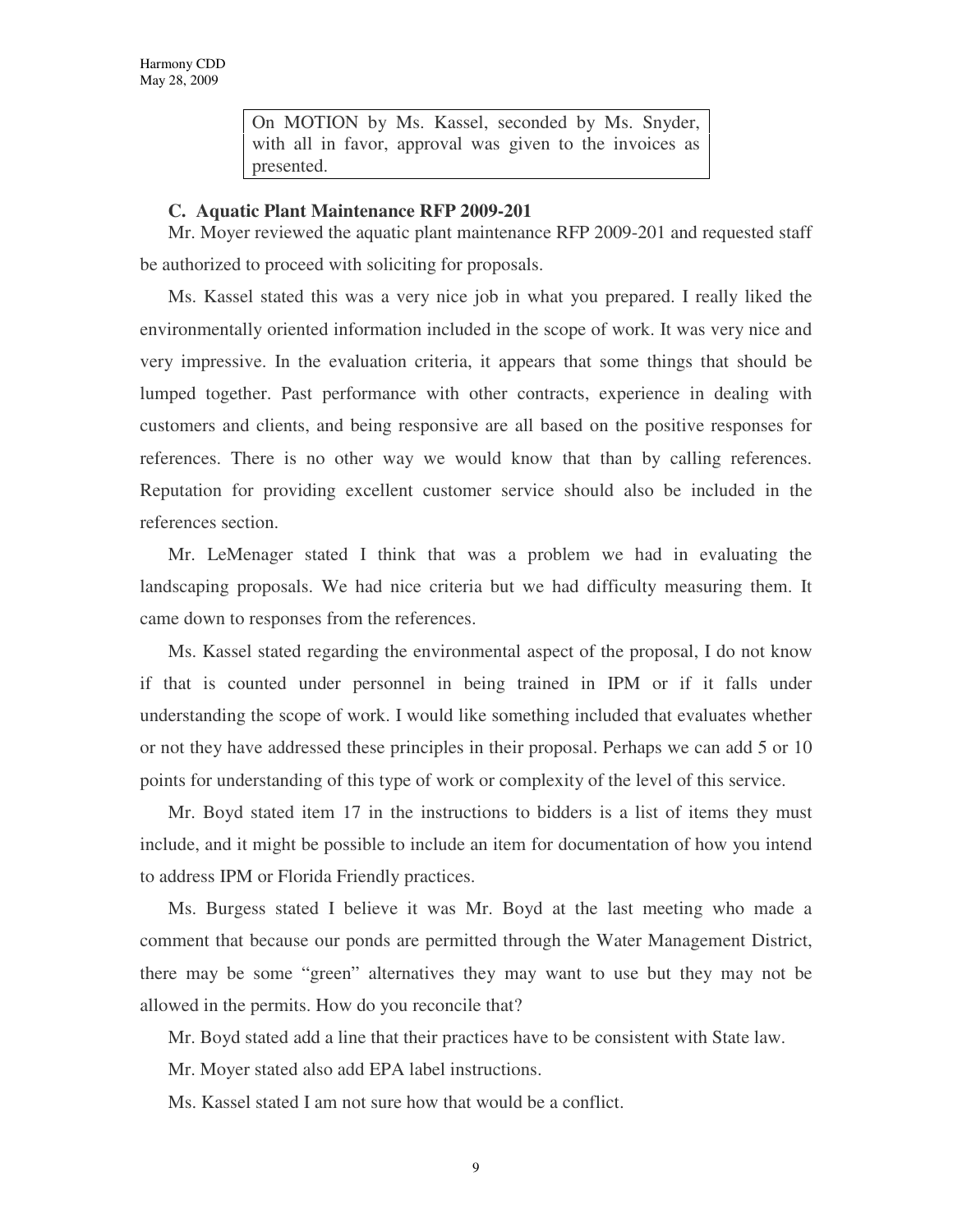On MOTION by Ms. Kassel, seconded by Ms. Snyder, with all in favor, approval was given to the invoices as presented.

### C. Aquatic Plant Maintenance RFP 2009-201

Mr. Moyer reviewed the aquatic plant maintenance RFP 2009-201 and requested staff be authorized to proceed with soliciting for proposals.

Ms. Kassel stated this was a very nice job in what you prepared. I really liked the environmentally oriented information included in the scope of work. It was very nice and very impressive. In the evaluation criteria, it appears that some things that should be lumped together. Past performance with other contracts, experience in dealing with customers and clients, and being responsive are all based on the positive responses for references. There is no other way we would know that than by calling references. Reputation for providing excellent customer service should also be included in the references section.

Mr. LeMenager stated I think that was a problem we had in evaluating the landscaping proposals. We had nice criteria but we had difficulty measuring them. It came down to responses from the references.

Ms. Kassel stated regarding the environmental aspect of the proposal, I do not know if that is counted under personnel in being trained in IPM or if it falls under understanding the scope of work. I would like something included that evaluates whether or not they have addressed these principles in their proposal. Perhaps we can add 5 or 10 points for understanding of this type of work or complexity of the level of this service.

Mr. Boyd stated item 17 in the instructions to bidders is a list of items they must include, and it might be possible to include an item for documentation of how you intend to address IPM or Florida Friendly practices.

Ms. Burgess stated I believe it was Mr. Boyd at the last meeting who made a comment that because our ponds are permitted through the Water Management District, there may be some "green" alternatives they may want to use but they may not be allowed in the permits. How do you reconcile that?

Mr. Boyd stated add a line that their practices have to be consistent with State law.

Mr. Moyer stated also add EPA label instructions.

Ms. Kassel stated I am not sure how that would be a conflict.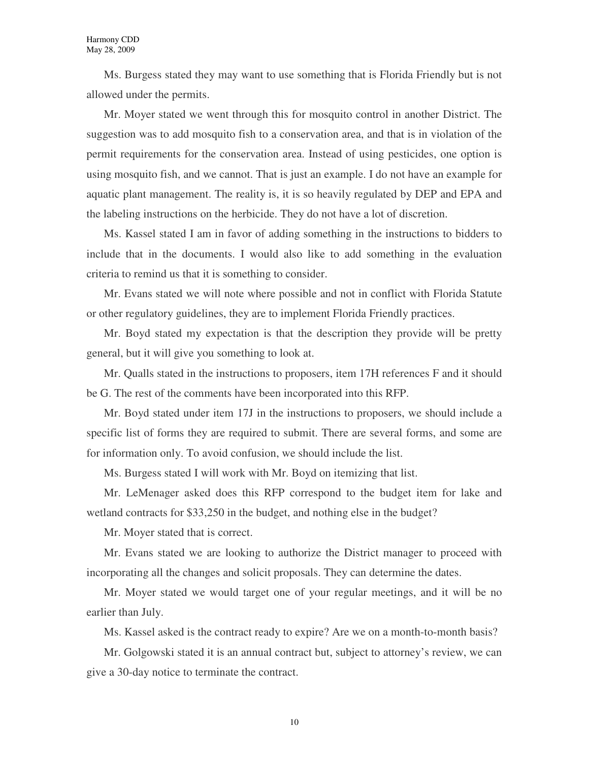Ms. Burgess stated they may want to use something that is Florida Friendly but is not allowed under the permits.

Mr. Moyer stated we went through this for mosquito control in another District. The suggestion was to add mosquito fish to a conservation area, and that is in violation of the permit requirements for the conservation area. Instead of using pesticides, one option is using mosquito fish, and we cannot. That is just an example. I do not have an example for aquatic plant management. The reality is, it is so heavily regulated by DEP and EPA and the labeling instructions on the herbicide. They do not have a lot of discretion.

Ms. Kassel stated I am in favor of adding something in the instructions to bidders to include that in the documents. I would also like to add something in the evaluation criteria to remind us that it is something to consider.

Mr. Evans stated we will note where possible and not in conflict with Florida Statute or other regulatory guidelines, they are to implement Florida Friendly practices.

Mr. Boyd stated my expectation is that the description they provide will be pretty general, but it will give you something to look at.

Mr. Qualls stated in the instructions to proposers, item 17H references F and it should be G. The rest of the comments have been incorporated into this RFP.

Mr. Boyd stated under item 17J in the instructions to proposers, we should include a specific list of forms they are required to submit. There are several forms, and some are for information only. To avoid confusion, we should include the list.

Ms. Burgess stated I will work with Mr. Boyd on itemizing that list.

Mr. LeMenager asked does this RFP correspond to the budget item for lake and wetland contracts for $33,250 in the budget, and nothing else in the budget?

Mr. Moyer stated that is correct.

Mr. Evans stated we are looking to authorize the District manager to proceed with incorporating all the changes and solicit proposals. They can determine the dates.

Mr. Moyer stated we would target one of your regular meetings, and it will be no earlier than July.

Ms. Kassel asked is the contract ready to expire? Are we on a month-to-month basis?

Mr. Golgowski stated it is an annual contract but, subject to attorney's review, we can give a 30-day notice to terminate the contract.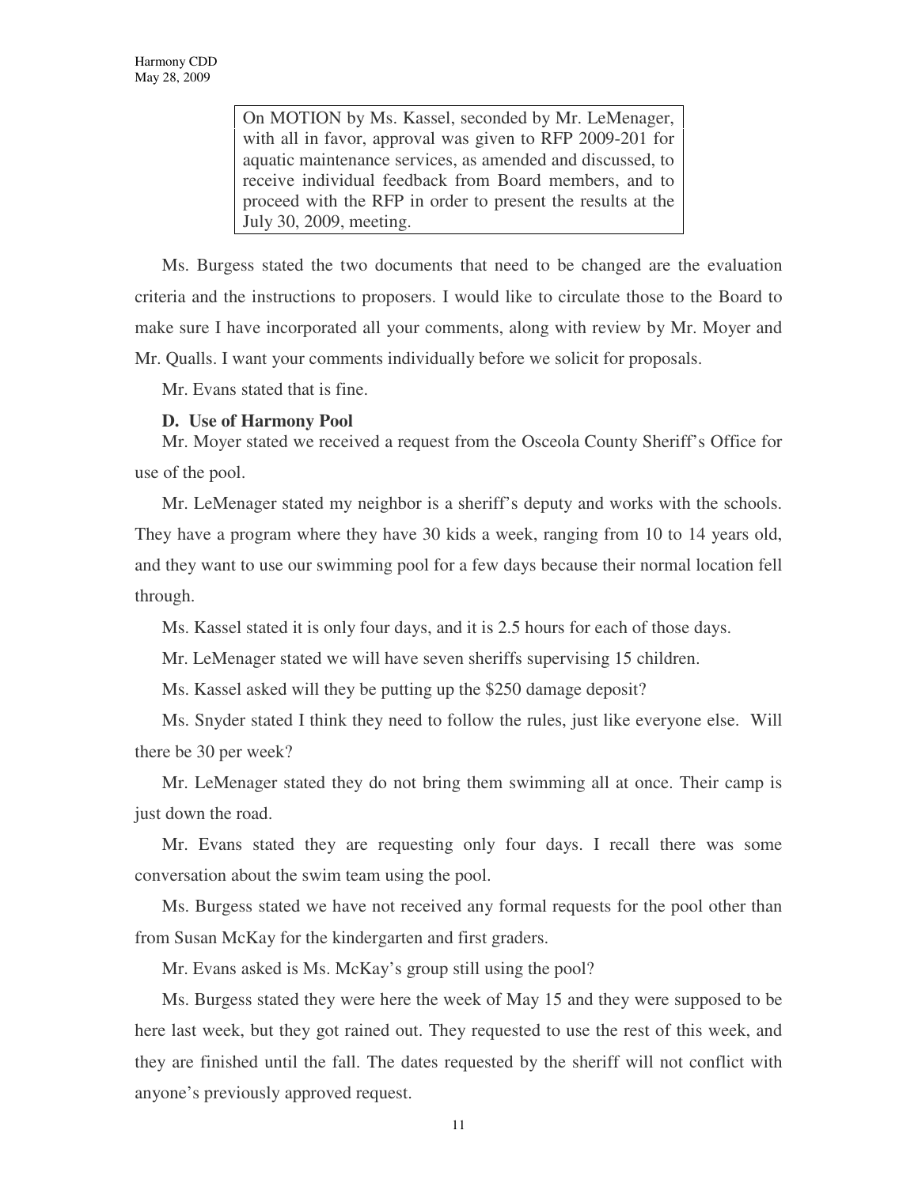> On MOTION by Ms. Kassel, seconded by Mr. LeMenager, with all in favor, approval was given to RFP 2009-201 for aquatic maintenance services, as amended and discussed, to receive individual feedback from Board members, and to proceed with the RFP in order to present the results at the July 30, 2009, meeting.

Ms. Burgess stated the two documents that need to be changed are the evaluation criteria and the instructions to proposers. I would like to circulate those to the Board to make sure I have incorporated all your comments, along with review by Mr. Moyer and Mr. Qualls. I want your comments individually before we solicit for proposals.

Mr. Evans stated that is fine.

**D. Use of Harmony Pool**

Mr. Moyer stated we received a request from the Osceola County Sheriff's Office for use of the pool.

Mr. LeMenager stated my neighbor is a sheriff's deputy and works with the schools. They have a program where they have 30 kids a week, ranging from 10 to 14 years old, and they want to use our swimming pool for a few days because their normal location fell through.

Ms. Kassel stated it is only four days, and it is 2.5 hours for each of those days.

Mr. LeMenager stated we will have seven sheriffs supervising 15 children.

Ms. Kassel asked will they be putting up the $250 damage deposit?

Ms. Snyder stated I think they need to follow the rules, just like everyone else. Will there be 30 per week?

Mr. LeMenager stated they do not bring them swimming all at once. Their camp is just down the road.

Mr. Evans stated they are requesting only four days. I recall there was some conversation about the swim team using the pool.

Ms. Burgess stated we have not received any formal requests for the pool other than from Susan McKay for the kindergarten and first graders.

Mr. Evans asked is Ms. McKay's group still using the pool?

Ms. Burgess stated they were here the week of May 15 and they were supposed to be here last week, but they got rained out. They requested to use the rest of this week, and they are finished until the fall. The dates requested by the sheriff will not conflict with anyone's previously approved request.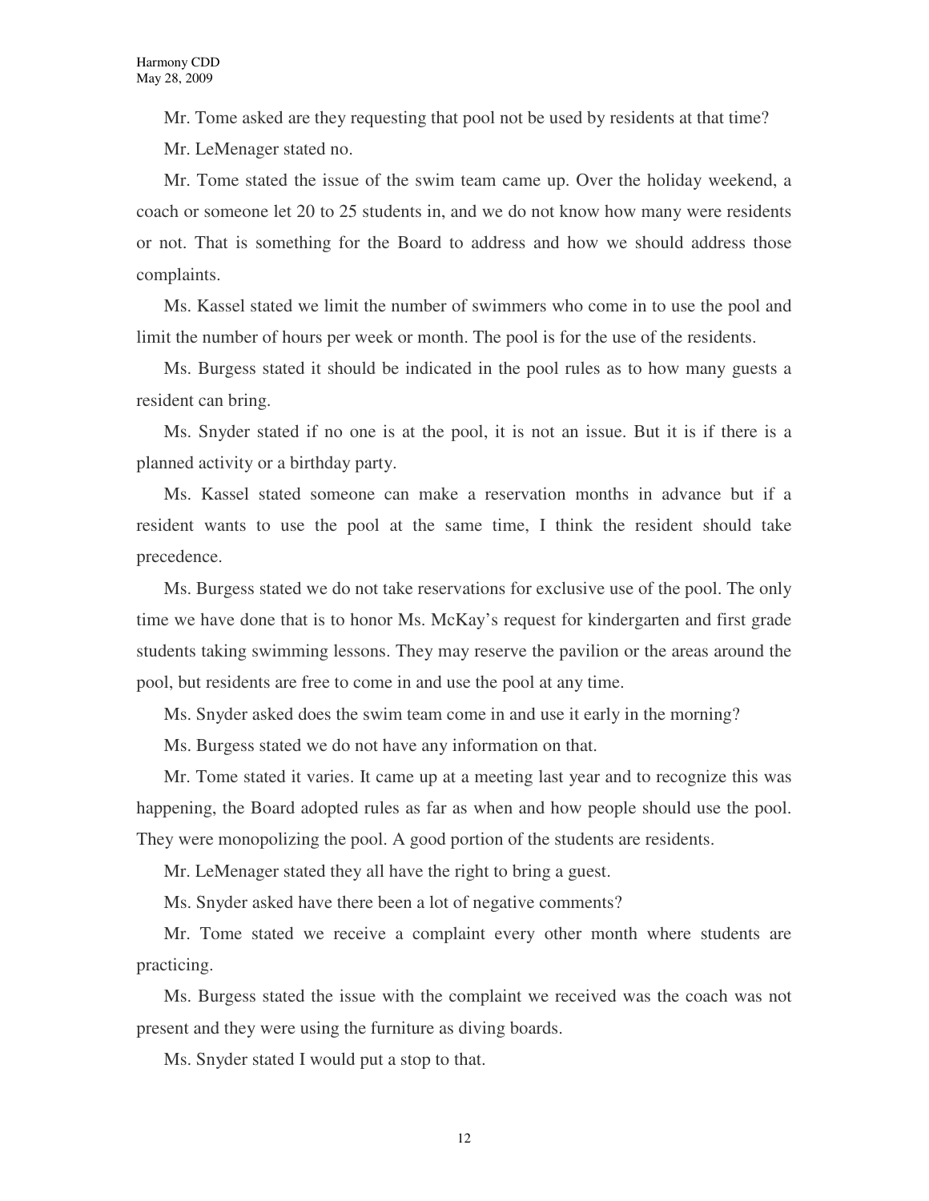Mr. Tome asked are they requesting that pool not be used by residents at that time?

Mr. LeMenager stated no.

Mr. Tome stated the issue of the swim team came up. Over the holiday weekend, a coach or someone let 20 to 25 students in, and we do not know how many were residents or not. That is something for the Board to address and how we should address those complaints.

Ms. Kassel stated we limit the number of swimmers who come in to use the pool and limit the number of hours per week or month. The pool is for the use of the residents.

Ms. Burgess stated it should be indicated in the pool rules as to how many guests a resident can bring.

Ms. Snyder stated if no one is at the pool, it is not an issue. But it is if there is a planned activity or a birthday party.

Ms. Kassel stated someone can make a reservation months in advance but if a resident wants to use the pool at the same time, I think the resident should take precedence.

Ms. Burgess stated we do not take reservations for exclusive use of the pool. The only time we have done that is to honor Ms. McKay's request for kindergarten and first grade students taking swimming lessons. They may reserve the pavilion or the areas around the pool, but residents are free to come in and use the pool at any time.

Ms. Snyder asked does the swim team come in and use it early in the morning?

Ms. Burgess stated we do not have any information on that.

Mr. Tome stated it varies. It came up at a meeting last year and to recognize this was happening, the Board adopted rules as far as when and how people should use the pool. They were monopolizing the pool. A good portion of the students are residents.

Mr. LeMenager stated they all have the right to bring a guest.

Ms. Snyder asked have there been a lot of negative comments?

Mr. Tome stated we receive a complaint every other month where students are practicing.

Ms. Burgess stated the issue with the complaint we received was the coach was not present and they were using the furniture as diving boards.

Ms. Snyder stated I would put a stop to that.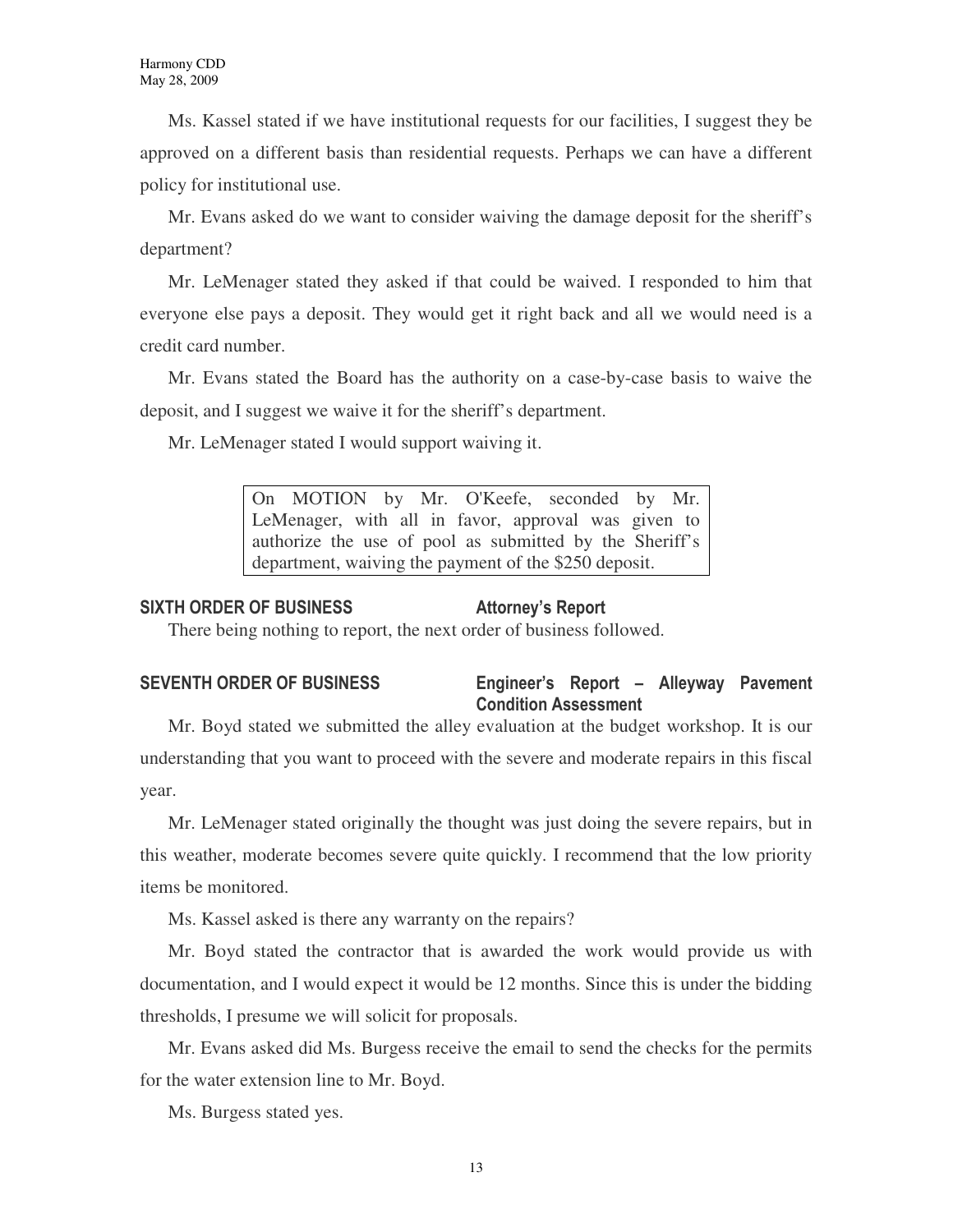Ms. Kassel stated if we have institutional requests for our facilities, I suggest they be approved on a different basis than residential requests. Perhaps we can have a different policy for institutional use.

Mr. Evans asked do we want to consider waiving the damage deposit for the sheriff's department?

Mr. LeMenager stated they asked if that could be waived. I responded to him that everyone else pays a deposit. They would get it right back and all we would need is a credit card number.

Mr. Evans stated the Board has the authority on a case-by-case basis to waive the deposit, and I suggest we waive it for the sheriff's department.

Mr. LeMenager stated I would support waiving it.

> On MOTION by Mr. O'Keefe, seconded by Mr. LeMenager, with all in favor, approval was given to authorize the use of pool as submitted by the Sheriff's department, waiving the payment of the $250 deposit.

**SIXTH ORDER OF BUSINESS** **Attorney's Report**

There being nothing to report, the next order of business followed.

**SEVENTH ORDER OF BUSINESS** **Engineer's Report – Alleyway Pavement Condition Assessment**

Mr. Boyd stated we submitted the alley evaluation at the budget workshop. It is our understanding that you want to proceed with the severe and moderate repairs in this fiscal year.

Mr. LeMenager stated originally the thought was just doing the severe repairs, but in this weather, moderate becomes severe quite quickly. I recommend that the low priority items be monitored.

Ms. Kassel asked is there any warranty on the repairs?

Mr. Boyd stated the contractor that is awarded the work would provide us with documentation, and I would expect it would be 12 months. Since this is under the bidding thresholds, I presume we will solicit for proposals.

Mr. Evans asked did Ms. Burgess receive the email to send the checks for the permits for the water extension line to Mr. Boyd.

Ms. Burgess stated yes.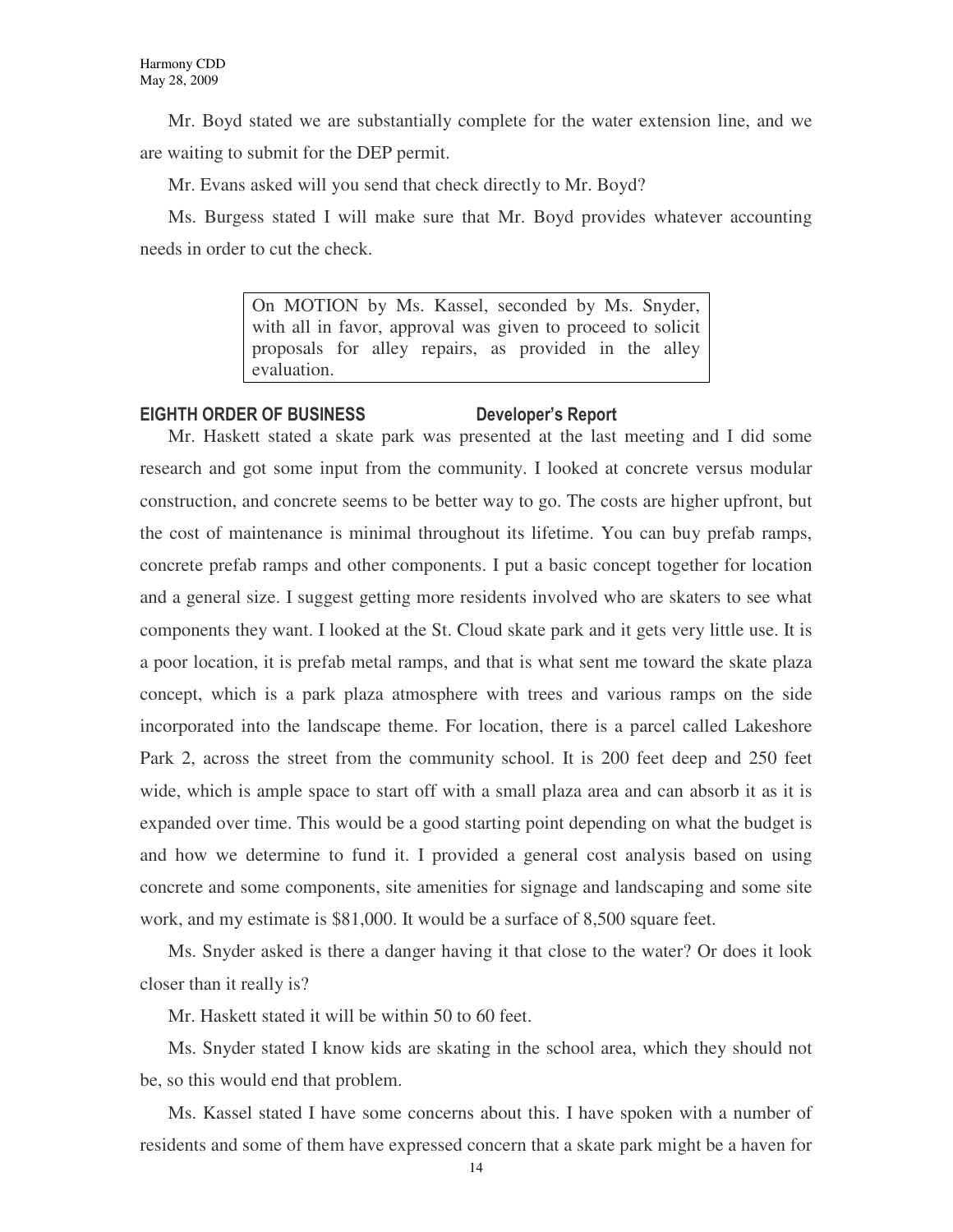Mr. Boyd stated we are substantially complete for the water extension line, and we are waiting to submit for the DEP permit.

Mr. Evans asked will you send that check directly to Mr. Boyd?

Ms. Burgess stated I will make sure that Mr. Boyd provides whatever accounting needs in order to cut the check.

> On MOTION by Ms. Kassel, seconded by Ms. Snyder, with all in favor, approval was given to proceed to solicit proposals for alley repairs, as provided in the alley evaluation.

**EIGHTH ORDER OF BUSINESS　　　　Developer's Report**

Mr. Haskett stated a skate park was presented at the last meeting and I did some research and got some input from the community. I looked at concrete versus modular construction, and concrete seems to be better way to go. The costs are higher upfront, but the cost of maintenance is minimal throughout its lifetime. You can buy prefab ramps, concrete prefab ramps and other components. I put a basic concept together for location and a general size. I suggest getting more residents involved who are skaters to see what components they want. I looked at the St. Cloud skate park and it gets very little use. It is a poor location, it is prefab metal ramps, and that is what sent me toward the skate plaza concept, which is a park plaza atmosphere with trees and various ramps on the side incorporated into the landscape theme. For location, there is a parcel called Lakeshore Park 2, across the street from the community school. It is 200 feet deep and 250 feet wide, which is ample space to start off with a small plaza area and can absorb it as it is expanded over time. This would be a good starting point depending on what the budget is and how we determine to fund it. I provided a general cost analysis based on using concrete and some components, site amenities for signage and landscaping and some site work, and my estimate is $81,000. It would be a surface of 8,500 square feet.

Ms. Snyder asked is there a danger having it that close to the water? Or does it look closer than it really is?

Mr. Haskett stated it will be within 50 to 60 feet.

Ms. Snyder stated I know kids are skating in the school area, which they should not be, so this would end that problem.

Ms. Kassel stated I have some concerns about this. I have spoken with a number of residents and some of them have expressed concern that a skate park might be a haven for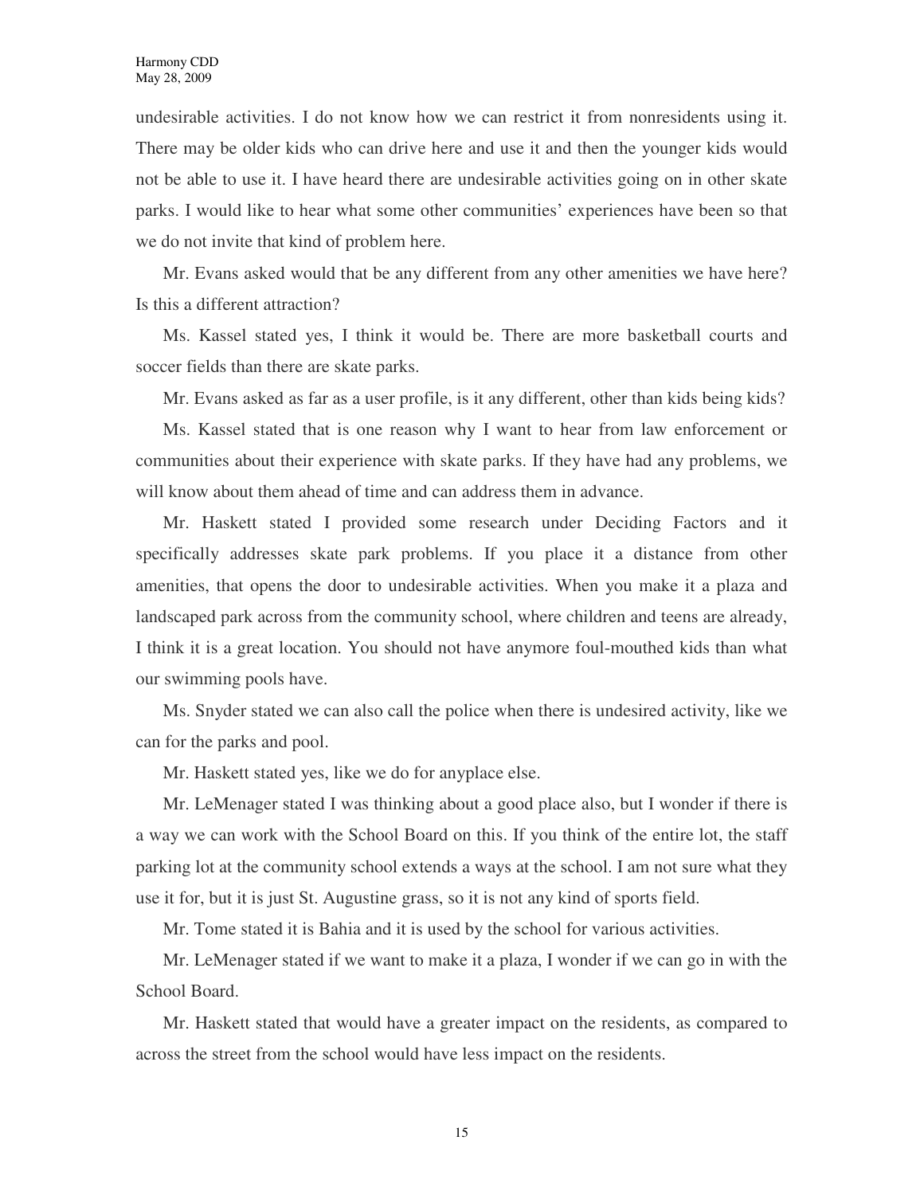undesirable activities. I do not know how we can restrict it from nonresidents using it. There may be older kids who can drive here and use it and then the younger kids would not be able to use it. I have heard there are undesirable activities going on in other skate parks. I would like to hear what some other communities' experiences have been so that we do not invite that kind of problem here.

Mr. Evans asked would that be any different from any other amenities we have here? Is this a different attraction?

Ms. Kassel stated yes, I think it would be. There are more basketball courts and soccer fields than there are skate parks.

Mr. Evans asked as far as a user profile, is it any different, other than kids being kids?

Ms. Kassel stated that is one reason why I want to hear from law enforcement or communities about their experience with skate parks. If they have had any problems, we will know about them ahead of time and can address them in advance.

Mr. Haskett stated I provided some research under Deciding Factors and it specifically addresses skate park problems. If you place it a distance from other amenities, that opens the door to undesirable activities. When you make it a plaza and landscaped park across from the community school, where children and teens are already, I think it is a great location. You should not have anymore foul-mouthed kids than what our swimming pools have.

Ms. Snyder stated we can also call the police when there is undesired activity, like we can for the parks and pool.

Mr. Haskett stated yes, like we do for anyplace else.

Mr. LeMenager stated I was thinking about a good place also, but I wonder if there is a way we can work with the School Board on this. If you think of the entire lot, the staff parking lot at the community school extends a ways at the school. I am not sure what they use it for, but it is just St. Augustine grass, so it is not any kind of sports field.

Mr. Tome stated it is Bahia and it is used by the school for various activities.

Mr. LeMenager stated if we want to make it a plaza, I wonder if we can go in with the School Board.

Mr. Haskett stated that would have a greater impact on the residents, as compared to across the street from the school would have less impact on the residents.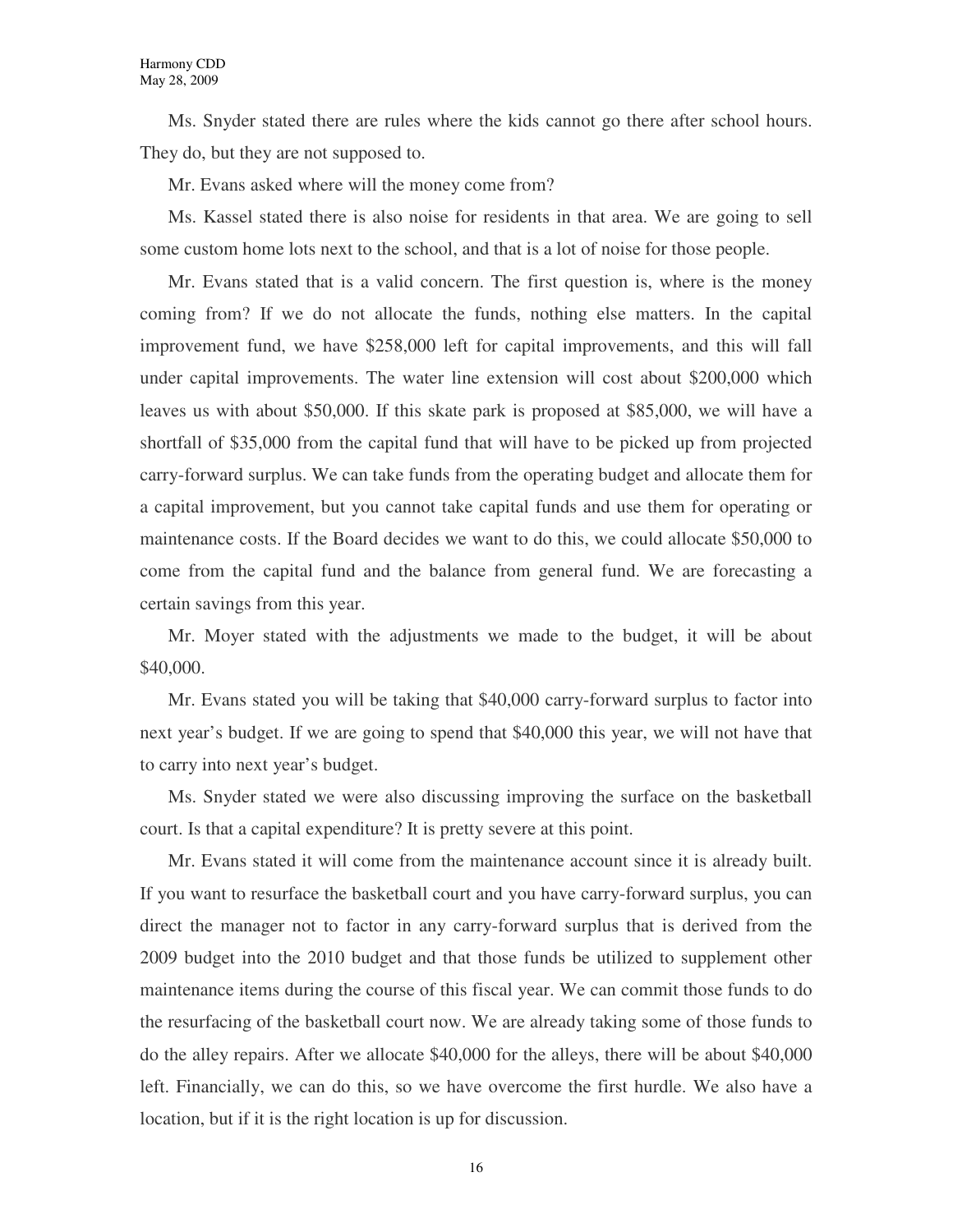Ms. Snyder stated there are rules where the kids cannot go there after school hours. They do, but they are not supposed to.

Mr. Evans asked where will the money come from?

Ms. Kassel stated there is also noise for residents in that area. We are going to sell some custom home lots next to the school, and that is a lot of noise for those people.

Mr. Evans stated that is a valid concern. The first question is, where is the money coming from? If we do not allocate the funds, nothing else matters. In the capital improvement fund, we have $258,000 left for capital improvements, and this will fall under capital improvements. The water line extension will cost about $200,000 which leaves us with about $50,000. If this skate park is proposed at $85,000, we will have a shortfall of $35,000 from the capital fund that will have to be picked up from projected carry-forward surplus. We can take funds from the operating budget and allocate them for a capital improvement, but you cannot take capital funds and use them for operating or maintenance costs. If the Board decides we want to do this, we could allocate $50,000 to come from the capital fund and the balance from general fund. We are forecasting a certain savings from this year.

Mr. Moyer stated with the adjustments we made to the budget, it will be about $40,000.

Mr. Evans stated you will be taking that $40,000 carry-forward surplus to factor into next year's budget. If we are going to spend that $40,000 this year, we will not have that to carry into next year's budget.

Ms. Snyder stated we were also discussing improving the surface on the basketball court. Is that a capital expenditure? It is pretty severe at this point.

Mr. Evans stated it will come from the maintenance account since it is already built. If you want to resurface the basketball court and you have carry-forward surplus, you can direct the manager not to factor in any carry-forward surplus that is derived from the 2009 budget into the 2010 budget and that those funds be utilized to supplement other maintenance items during the course of this fiscal year. We can commit those funds to do the resurfacing of the basketball court now. We are already taking some of those funds to do the alley repairs. After we allocate $40,000 for the alleys, there will be about $40,000 left. Financially, we can do this, so we have overcome the first hurdle. We also have a location, but if it is the right location is up for discussion.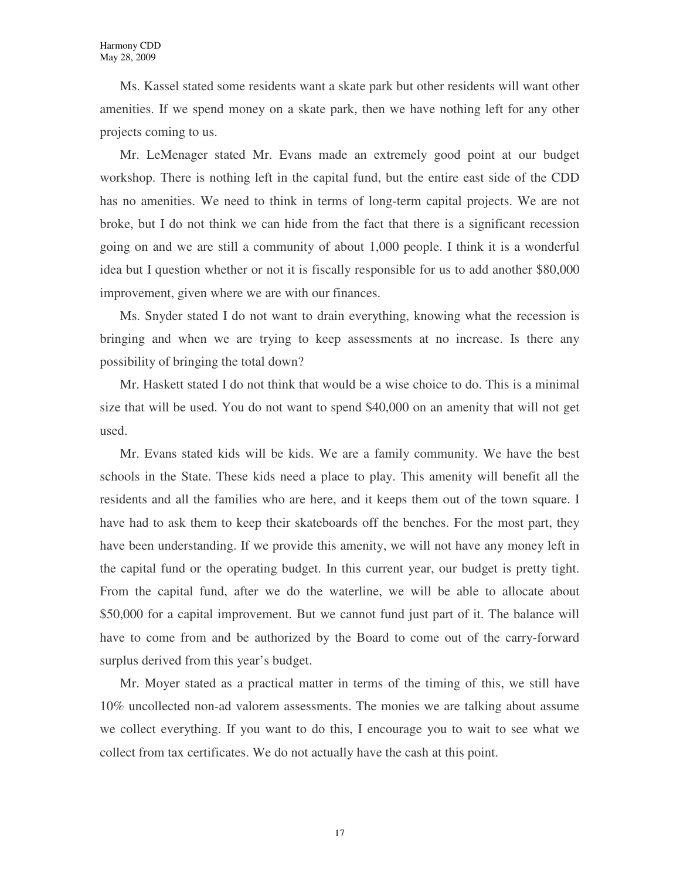Ms. Kassel stated some residents want a skate park but other residents will want other amenities. If we spend money on a skate park, then we have nothing left for any other projects coming to us.

Mr. LeMenager stated Mr. Evans made an extremely good point at our budget workshop. There is nothing left in the capital fund, but the entire east side of the CDD has no amenities. We need to think in terms of long-term capital projects. We are not broke, but I do not think we can hide from the fact that there is a significant recession going on and we are still a community of about 1,000 people. I think it is a wonderful idea but I question whether or not it is fiscally responsible for us to add another $80,000 improvement, given where we are with our finances.

Ms. Snyder stated I do not want to drain everything, knowing what the recession is bringing and when we are trying to keep assessments at no increase. Is there any possibility of bringing the total down?

Mr. Haskett stated I do not think that would be a wise choice to do. This is a minimal size that will be used. You do not want to spend $40,000 on an amenity that will not get used.

Mr. Evans stated kids will be kids. We are a family community. We have the best schools in the State. These kids need a place to play. This amenity will benefit all the residents and all the families who are here, and it keeps them out of the town square. I have had to ask them to keep their skateboards off the benches. For the most part, they have been understanding. If we provide this amenity, we will not have any money left in the capital fund or the operating budget. In this current year, our budget is pretty tight. From the capital fund, after we do the waterline, we will be able to allocate about $50,000 for a capital improvement. But we cannot fund just part of it. The balance will have to come from and be authorized by the Board to come out of the carry-forward surplus derived from this year's budget.

Mr. Moyer stated as a practical matter in terms of the timing of this, we still have 10% uncollected non-ad valorem assessments. The monies we are talking about assume we collect everything. If you want to do this, I encourage you to wait to see what we collect from tax certificates. We do not actually have the cash at this point.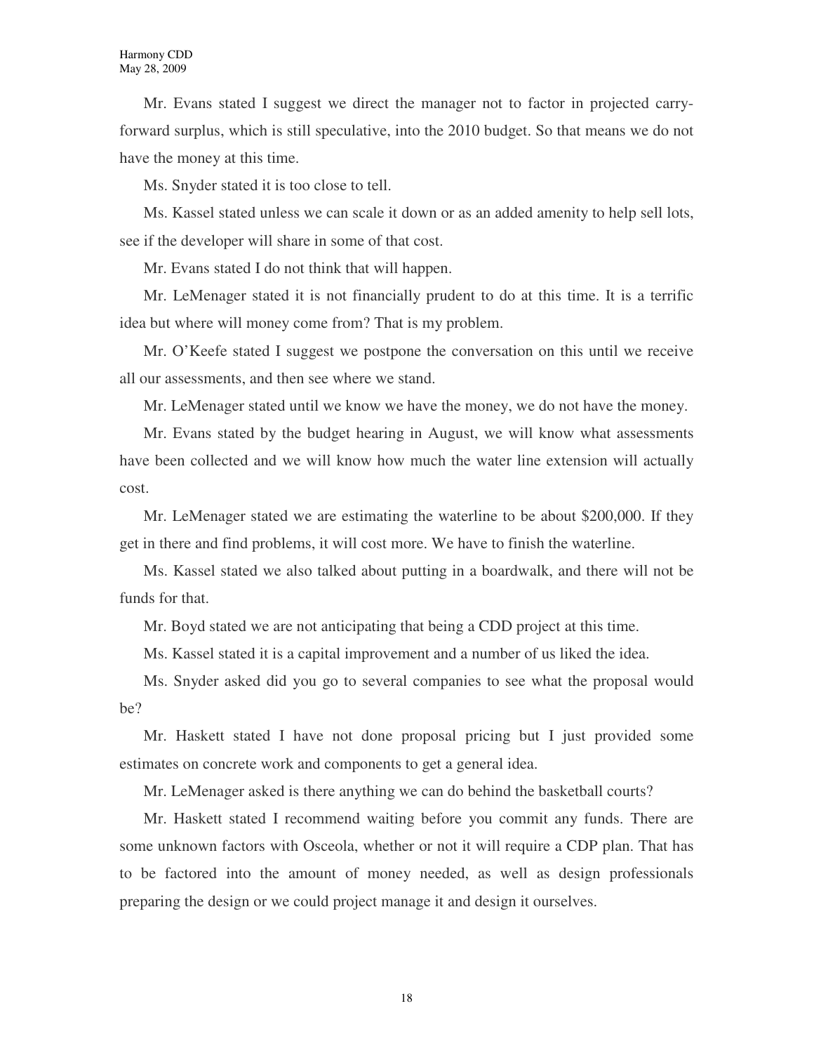Mr. Evans stated I suggest we direct the manager not to factor in projected carry-forward surplus, which is still speculative, into the 2010 budget. So that means we do not have the money at this time.

Ms. Snyder stated it is too close to tell.

Ms. Kassel stated unless we can scale it down or as an added amenity to help sell lots, see if the developer will share in some of that cost.

Mr. Evans stated I do not think that will happen.

Mr. LeMenager stated it is not financially prudent to do at this time. It is a terrific idea but where will money come from? That is my problem.

Mr. O'Keefe stated I suggest we postpone the conversation on this until we receive all our assessments, and then see where we stand.

Mr. LeMenager stated until we know we have the money, we do not have the money.

Mr. Evans stated by the budget hearing in August, we will know what assessments have been collected and we will know how much the water line extension will actually cost.

Mr. LeMenager stated we are estimating the waterline to be about $200,000. If they get in there and find problems, it will cost more. We have to finish the waterline.

Ms. Kassel stated we also talked about putting in a boardwalk, and there will not be funds for that.

Mr. Boyd stated we are not anticipating that being a CDD project at this time.

Ms. Kassel stated it is a capital improvement and a number of us liked the idea.

Ms. Snyder asked did you go to several companies to see what the proposal would be?

Mr. Haskett stated I have not done proposal pricing but I just provided some estimates on concrete work and components to get a general idea.

Mr. LeMenager asked is there anything we can do behind the basketball courts?

Mr. Haskett stated I recommend waiting before you commit any funds. There are some unknown factors with Osceola, whether or not it will require a CDP plan. That has to be factored into the amount of money needed, as well as design professionals preparing the design or we could project manage it and design it ourselves.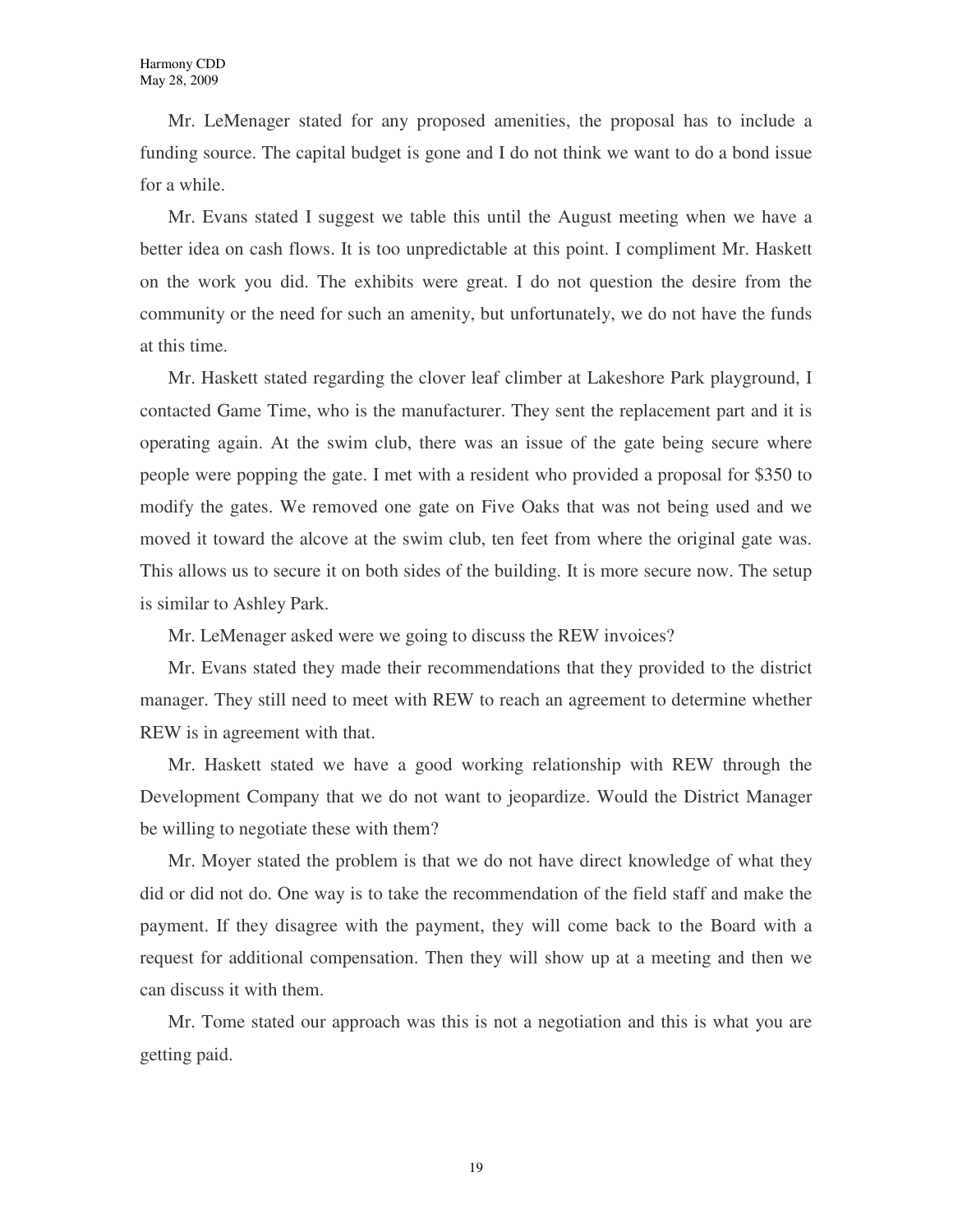Mr. LeMenager stated for any proposed amenities, the proposal has to include a funding source. The capital budget is gone and I do not think we want to do a bond issue for a while.

Mr. Evans stated I suggest we table this until the August meeting when we have a better idea on cash flows. It is too unpredictable at this point. I compliment Mr. Haskett on the work you did. The exhibits were great. I do not question the desire from the community or the need for such an amenity, but unfortunately, we do not have the funds at this time.

Mr. Haskett stated regarding the clover leaf climber at Lakeshore Park playground, I contacted Game Time, who is the manufacturer. They sent the replacement part and it is operating again. At the swim club, there was an issue of the gate being secure where people were popping the gate. I met with a resident who provided a proposal for $350 to modify the gates. We removed one gate on Five Oaks that was not being used and we moved it toward the alcove at the swim club, ten feet from where the original gate was. This allows us to secure it on both sides of the building. It is more secure now. The setup is similar to Ashley Park.

Mr. LeMenager asked were we going to discuss the REW invoices?

Mr. Evans stated they made their recommendations that they provided to the district manager. They still need to meet with REW to reach an agreement to determine whether REW is in agreement with that.

Mr. Haskett stated we have a good working relationship with REW through the Development Company that we do not want to jeopardize. Would the District Manager be willing to negotiate these with them?

Mr. Moyer stated the problem is that we do not have direct knowledge of what they did or did not do. One way is to take the recommendation of the field staff and make the payment. If they disagree with the payment, they will come back to the Board with a request for additional compensation. Then they will show up at a meeting and then we can discuss it with them.

Mr. Tome stated our approach was this is not a negotiation and this is what you are getting paid.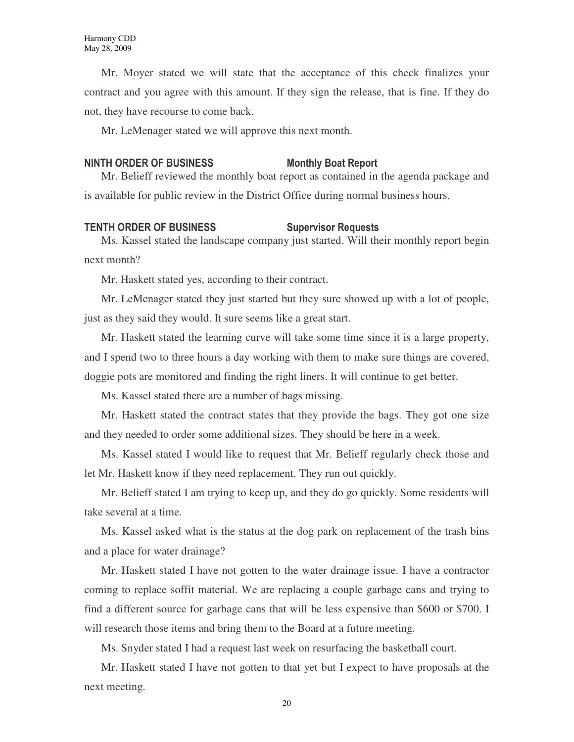Mr. Moyer stated we will state that the acceptance of this check finalizes your contract and you agree with this amount. If they sign the release, that is fine. If they do not, they have recourse to come back.

Mr. LeMenager stated we will approve this next month.

## NINTH ORDER OF BUSINESS — Monthly Boat Report

Mr. Belieff reviewed the monthly boat report as contained in the agenda package and is available for public review in the District Office during normal business hours.

## TENTH ORDER OF BUSINESS — Supervisor Requests

Ms. Kassel stated the landscape company just started. Will their monthly report begin next month?

Mr. Haskett stated yes, according to their contract.

Mr. LeMenager stated they just started but they sure showed up with a lot of people, just as they said they would. It sure seems like a great start.

Mr. Haskett stated the learning curve will take some time since it is a large property, and I spend two to three hours a day working with them to make sure things are covered, doggie pots are monitored and finding the right liners. It will continue to get better.

Ms. Kassel stated there are a number of bags missing.

Mr. Haskett stated the contract states that they provide the bags. They got one size and they needed to order some additional sizes. They should be here in a week.

Ms. Kassel stated I would like to request that Mr. Belieff regularly check those and let Mr. Haskett know if they need replacement. They run out quickly.

Mr. Belieff stated I am trying to keep up, and they do go quickly. Some residents will take several at a time.

Ms. Kassel asked what is the status at the dog park on replacement of the trash bins and a place for water drainage?

Mr. Haskett stated I have not gotten to the water drainage issue. I have a contractor coming to replace soffit material. We are replacing a couple garbage cans and trying to find a different source for garbage cans that will be less expensive than $600 or $700. I will research those items and bring them to the Board at a future meeting.

Ms. Snyder stated I had a request last week on resurfacing the basketball court.

Mr. Haskett stated I have not gotten to that yet but I expect to have proposals at the next meeting.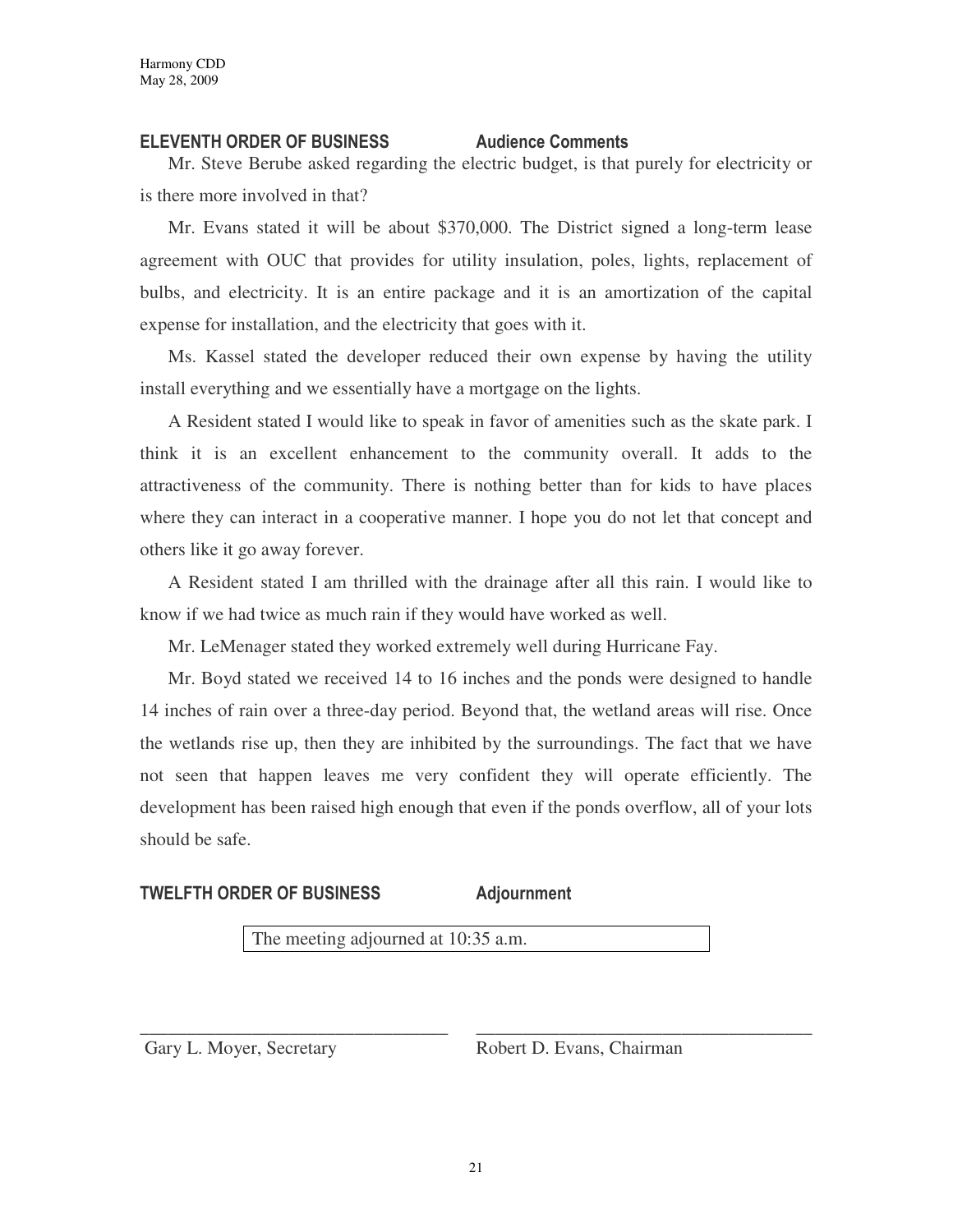## ELEVENTH ORDER OF BUSINESS Audience Comments

Mr. Steve Berube asked regarding the electric budget, is that purely for electricity or is there more involved in that?

Mr. Evans stated it will be about $370,000. The District signed a long-term lease agreement with OUC that provides for utility insulation, poles, lights, replacement of bulbs, and electricity. It is an entire package and it is an amortization of the capital expense for installation, and the electricity that goes with it.

Ms. Kassel stated the developer reduced their own expense by having the utility install everything and we essentially have a mortgage on the lights.

A Resident stated I would like to speak in favor of amenities such as the skate park. I think it is an excellent enhancement to the community overall. It adds to the attractiveness of the community. There is nothing better than for kids to have places where they can interact in a cooperative manner. I hope you do not let that concept and others like it go away forever.

A Resident stated I am thrilled with the drainage after all this rain. I would like to know if we had twice as much rain if they would have worked as well.

Mr. LeMenager stated they worked extremely well during Hurricane Fay.

Mr. Boyd stated we received 14 to 16 inches and the ponds were designed to handle 14 inches of rain over a three-day period. Beyond that, the wetland areas will rise. Once the wetlands rise up, then they are inhibited by the surroundings. The fact that we have not seen that happen leaves me very confident they will operate efficiently. The development has been raised high enough that even if the ponds overflow, all of your lots should be safe.

## TWELFTH ORDER OF BUSINESS Adjournment

The meeting adjourned at 10:35 a.m.

\_\_\_\_\_\_\_\_\_\_\_\_\_\_\_\_\_\_\_\_\_\_\_\_\_\_\_\_\_\_\_\_ \_\_\_\_\_\_\_\_\_\_\_\_\_\_\_\_\_\_\_\_\_\_\_\_\_\_\_\_\_\_\_\_

Gary L. Moyer, Secretary Robert D. Evans, Chairman